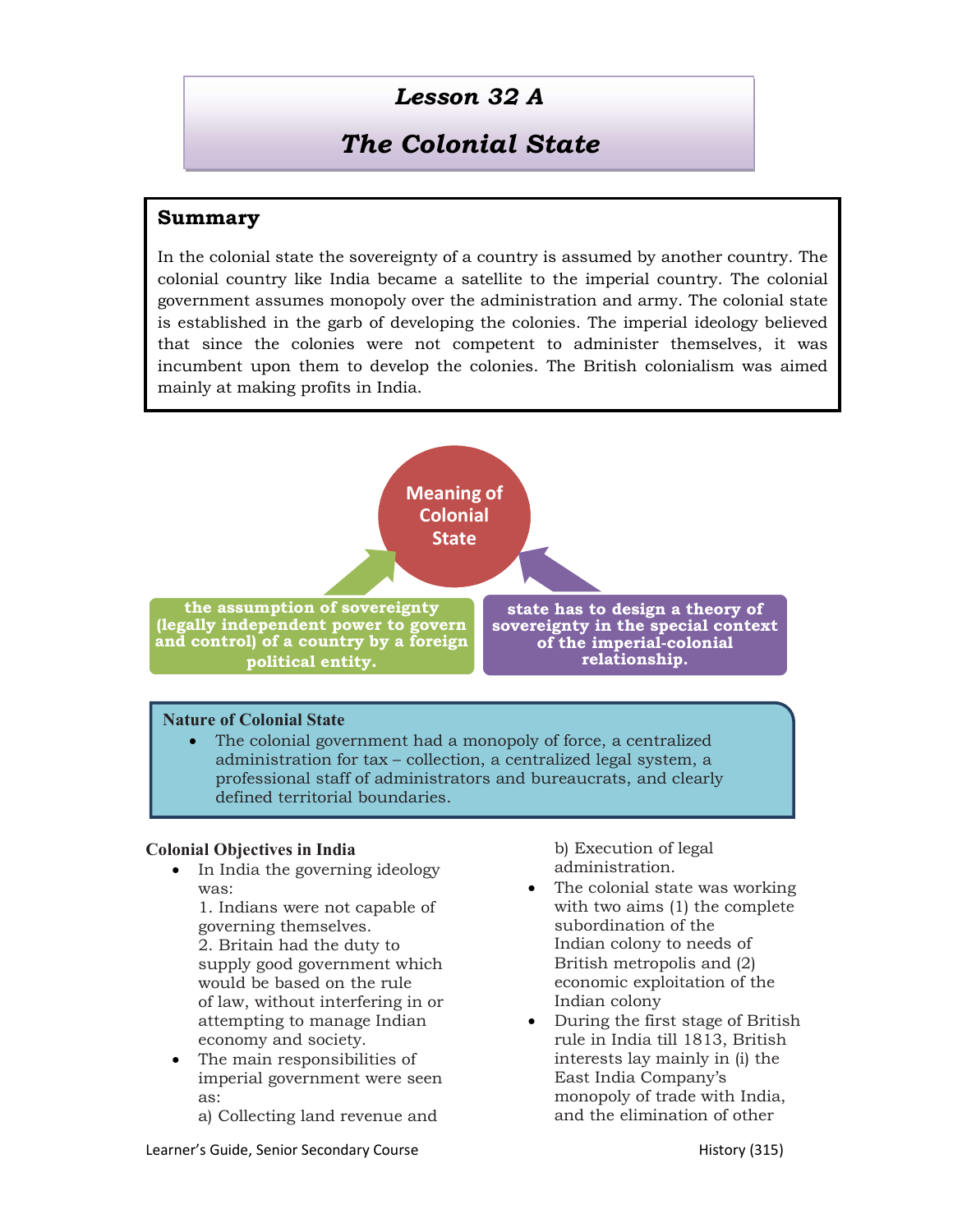# Lesson 32 A

# The Colonial State

## Summary

In the colonial state the sovereignty of a country is assumed by another country. The colonial country like India became a satellite to the imperial country. The colonial government assumes monopoly over the administration and army. The colonial state is established in the garb of developing the colonies. The imperial ideology believed that since the colonies were not competent to administer themselves, it was incumbent upon them to develop the colonies. The British colonialism was aimed mainly at making profits in India.

**Meaning of Colonial State**

- **the assumption of sovereignty (legally independent power to govern and control) of a country by a foreign political entity.**
- **state has to design a theory of sovereignty in the special context of the imperial-colonial relationship.**

**Nature of Colonial State**

- The colonial government had a monopoly of force, a centralized administration for tax – collection, a centralized legal system, a professional staff of administrators and bureaucrats, and clearly defined territorial boundaries.

**Colonial Objectives in India**

- In India the governing ideology was:
  1. Indians were not capable of governing themselves.
  2. Britain had the duty to supply good government which would be based on the rule of law, without interfering in or attempting to manage Indian economy and society.
- The main responsibilities of imperial government were seen as:
  a) Collecting land revenue and
  b) Execution of legal administration.
- The colonial state was working with two aims (1) the complete subordination of the Indian colony to needs of British metropolis and (2) economic exploitation of the Indian colony
- During the first stage of British rule in India till 1813, British interests lay mainly in (i) the East India Company's monopoly of trade with India, and the elimination of other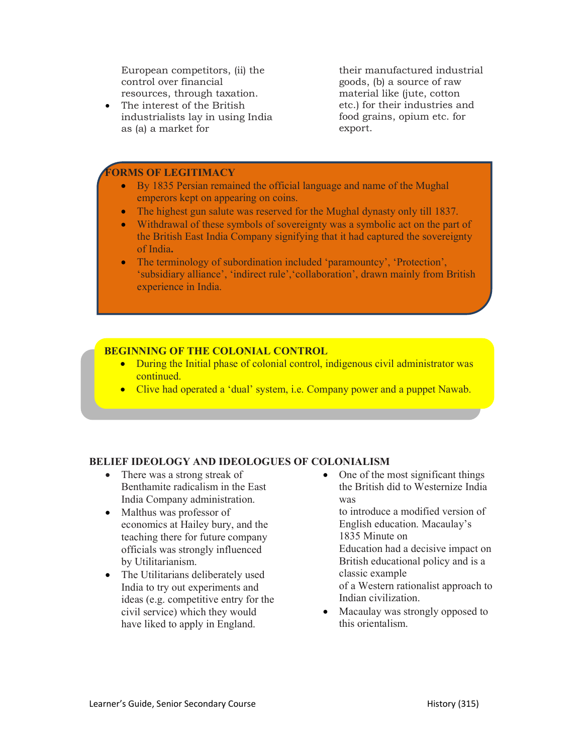European competitors, (ii) the control over financial resources, through taxation.

- The interest of the British industrialists lay in using India as (a) a market for their manufactured industrial goods, (b) a source of raw material like (jute, cotton etc.) for their industries and food grains, opium etc. for export.

**FORMS OF LEGITIMACY**

- By 1835 Persian remained the official language and name of the Mughal emperors kept on appearing on coins.
- The highest gun salute was reserved for the Mughal dynasty only till 1837.
- Withdrawal of these symbols of sovereignty was a symbolic act on the part of the British East India Company signifying that it had captured the sovereignty of India**.**
- The terminology of subordination included 'paramountcy', 'Protection', 'subsidiary alliance', 'indirect rule','collaboration', drawn mainly from British experience in India.

**BEGINNING OF THE COLONIAL CONTROL**

- During the Initial phase of colonial control, indigenous civil administrator was continued.
- Clive had operated a 'dual' system, i.e. Company power and a puppet Nawab.

**BELIEF IDEOLOGY AND IDEOLOGUES OF COLONIALISM**

- There was a strong streak of Benthamite radicalism in the East India Company administration.
- Malthus was professor of economics at Hailey bury, and the teaching there for future company officials was strongly influenced by Utilitarianism.
- The Utilitarians deliberately used India to try out experiments and ideas (e.g. competitive entry for the civil service) which they would have liked to apply in England.
- One of the most significant things the British did to Westernize India was to introduce a modified version of English education. Macaulay's 1835 Minute on Education had a decisive impact on British educational policy and is a classic example of a Western rationalist approach to Indian civilization.
- Macaulay was strongly opposed to this orientalism.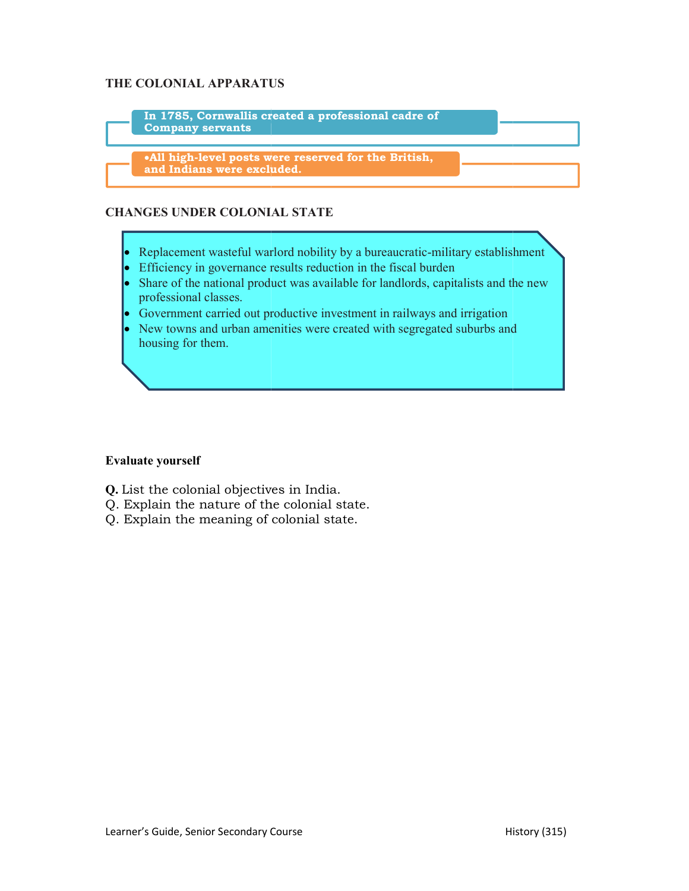## THE COLONIAL APPARATUS

**In 1785, Cornwallis created a professional cadre of Company servants**

**•All high-level posts were reserved for the British, and Indians were excluded.**

## CHANGES UNDER COLONIAL STATE

- Replacement wasteful warlord nobility by a bureaucratic-military establishment
- Efficiency in governance results reduction in the fiscal burden
- Share of the national product was available for landlords, capitalists and the new professional classes.
- Government carried out productive investment in railways and irrigation
- New towns and urban amenities were created with segregated suburbs and housing for them.

**Evaluate yourself**

**Q.** List the colonial objectives in India.

Q. Explain the nature of the colonial state.

Q. Explain the meaning of colonial state.